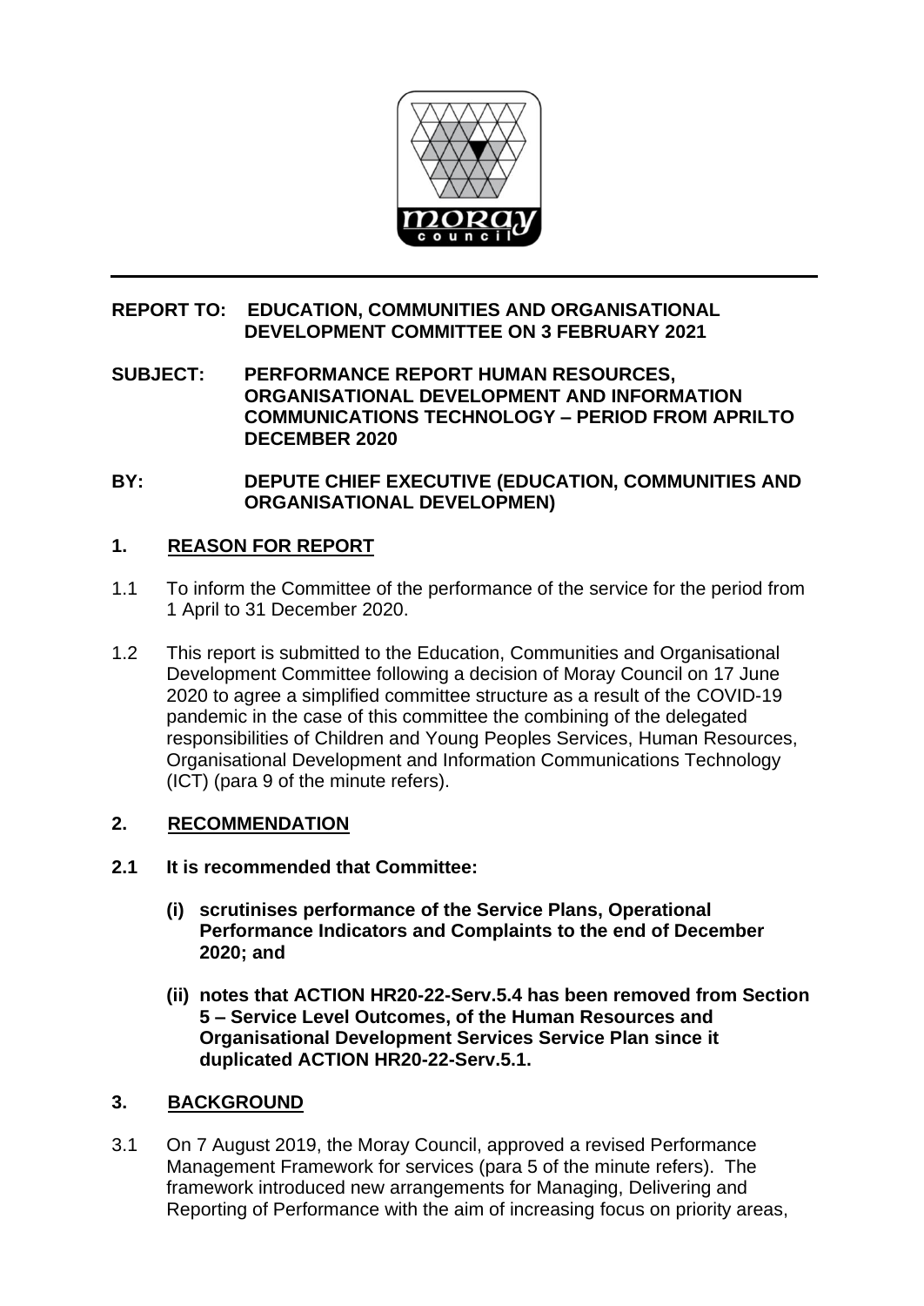**REPORT TO:** EDUCATION, COMMUNITIES AND ORGANISATIONAL DEVELOPMENT COMMITTEE ON 3 FEBRUARY 2021

**SUBJECT:** PERFORMANCE REPORT HUMAN RESOURCES, ORGANISATIONAL DEVELOPMENT AND INFORMATION COMMUNICATIONS TECHNOLOGY – PERIOD FROM APRILTO DECEMBER 2020

**BY:** DEPUTE CHIEF EXECUTIVE (EDUCATION, COMMUNITIES AND ORGANISATIONAL DEVELOPMEN)

## 1. REASON FOR REPORT

1.1 To inform the Committee of the performance of the service for the period from 1 April to 31 December 2020.

1.2 This report is submitted to the Education, Communities and Organisational Development Committee following a decision of Moray Council on 17 June 2020 to agree a simplified committee structure as a result of the COVID-19 pandemic in the case of this committee the combining of the delegated responsibilities of Children and Young Peoples Services, Human Resources, Organisational Development and Information Communications Technology (ICT) (para 9 of the minute refers).

## 2. RECOMMENDATION

**2.1 It is recommended that Committee:**

**(i) scrutinises performance of the Service Plans, Operational Performance Indicators and Complaints to the end of December 2020; and**

**(ii) notes that ACTION HR20-22-Serv.5.4 has been removed from Section 5 – Service Level Outcomes, of the Human Resources and Organisational Development Services Service Plan since it duplicated ACTION HR20-22-Serv.5.1.**

## 3. BACKGROUND

3.1 On 7 August 2019, the Moray Council, approved a revised Performance Management Framework for services (para 5 of the minute refers). The framework introduced new arrangements for Managing, Delivering and Reporting of Performance with the aim of increasing focus on priority areas,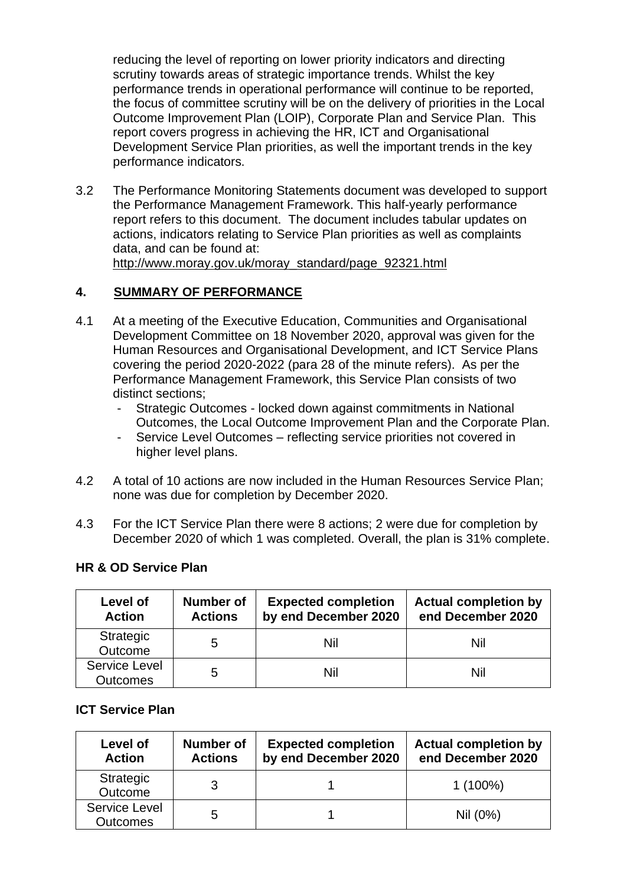reducing the level of reporting on lower priority indicators and directing scrutiny towards areas of strategic importance trends. Whilst the key performance trends in operational performance will continue to be reported, the focus of committee scrutiny will be on the delivery of priorities in the Local Outcome Improvement Plan (LOIP), Corporate Plan and Service Plan. This report covers progress in achieving the HR, ICT and Organisational Development Service Plan priorities, as well the important trends in the key performance indicators.

3.2 The Performance Monitoring Statements document was developed to support the Performance Management Framework. This half-yearly performance report refers to this document. The document includes tabular updates on actions, indicators relating to Service Plan priorities as well as complaints data, and can be found at:
http://www.moray.gov.uk/moray_standard/page_92321.html

## 4. SUMMARY OF PERFORMANCE

4.1 At a meeting of the Executive Education, Communities and Organisational Development Committee on 18 November 2020, approval was given for the Human Resources and Organisational Development, and ICT Service Plans covering the period 2020-2022 (para 28 of the minute refers). As per the Performance Management Framework, this Service Plan consists of two distinct sections;

- Strategic Outcomes - locked down against commitments in National Outcomes, the Local Outcome Improvement Plan and the Corporate Plan.
- Service Level Outcomes – reflecting service priorities not covered in higher level plans.

4.2 A total of 10 actions are now included in the Human Resources Service Plan; none was due for completion by December 2020.

4.3 For the ICT Service Plan there were 8 actions; 2 were due for completion by December 2020 of which 1 was completed. Overall, the plan is 31% complete.

**HR & OD Service Plan**

| Level of Action | Number of Actions | Expected completion by end December 2020 | Actual completion by end December 2020 |
|---|---|---|---|
| Strategic Outcome | 5 | Nil | Nil |
| Service Level Outcomes | 5 | Nil | Nil |

**ICT Service Plan**

| Level of Action | Number of Actions | Expected completion by end December 2020 | Actual completion by end December 2020 |
|---|---|---|---|
| Strategic Outcome | 3 | 1 | 1 (100%) |
| Service Level Outcomes | 5 | 1 | Nil (0%) |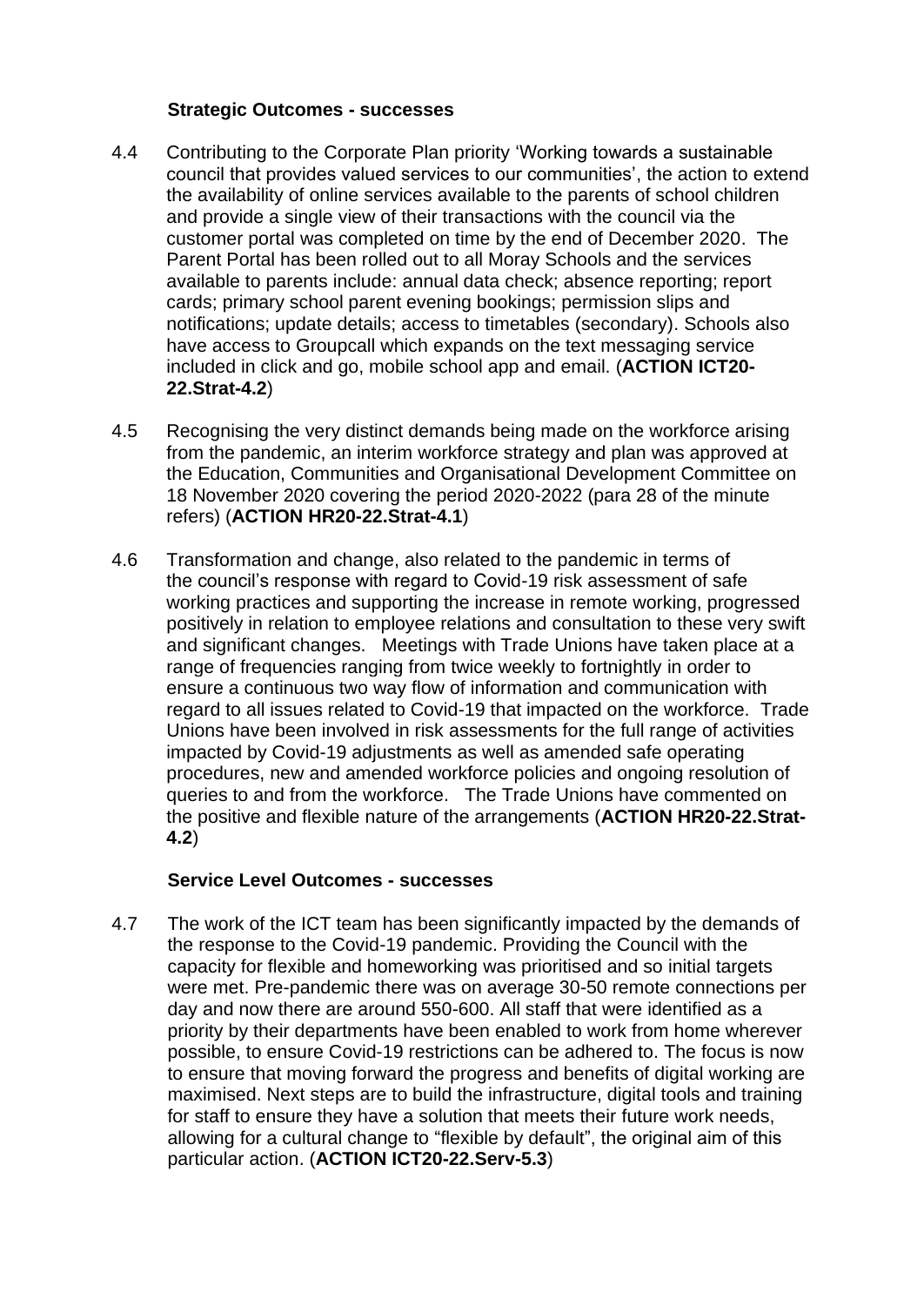### Strategic Outcomes - successes

4.4 Contributing to the Corporate Plan priority 'Working towards a sustainable council that provides valued services to our communities', the action to extend the availability of online services available to the parents of school children and provide a single view of their transactions with the council via the customer portal was completed on time by the end of December 2020. The Parent Portal has been rolled out to all Moray Schools and the services available to parents include: annual data check; absence reporting; report cards; primary school parent evening bookings; permission slips and notifications; update details; access to timetables (secondary). Schools also have access to Groupcall which expands on the text messaging service included in click and go, mobile school app and email. (**ACTION ICT20-22.Strat-4.2**)

4.5 Recognising the very distinct demands being made on the workforce arising from the pandemic, an interim workforce strategy and plan was approved at the Education, Communities and Organisational Development Committee on 18 November 2020 covering the period 2020-2022 (para 28 of the minute refers) (**ACTION HR20-22.Strat-4.1**)

4.6 Transformation and change, also related to the pandemic in terms of the council's response with regard to Covid-19 risk assessment of safe working practices and supporting the increase in remote working, progressed positively in relation to employee relations and consultation to these very swift and significant changes. Meetings with Trade Unions have taken place at a range of frequencies ranging from twice weekly to fortnightly in order to ensure a continuous two way flow of information and communication with regard to all issues related to Covid-19 that impacted on the workforce. Trade Unions have been involved in risk assessments for the full range of activities impacted by Covid-19 adjustments as well as amended safe operating procedures, new and amended workforce policies and ongoing resolution of queries to and from the workforce. The Trade Unions have commented on the positive and flexible nature of the arrangements (**ACTION HR20-22.Strat-4.2**)

### Service Level Outcomes - successes

4.7 The work of the ICT team has been significantly impacted by the demands of the response to the Covid-19 pandemic. Providing the Council with the capacity for flexible and homeworking was prioritised and so initial targets were met. Pre-pandemic there was on average 30-50 remote connections per day and now there are around 550-600. All staff that were identified as a priority by their departments have been enabled to work from home wherever possible, to ensure Covid-19 restrictions can be adhered to. The focus is now to ensure that moving forward the progress and benefits of digital working are maximised. Next steps are to build the infrastructure, digital tools and training for staff to ensure they have a solution that meets their future work needs, allowing for a cultural change to "flexible by default", the original aim of this particular action. (**ACTION ICT20-22.Serv-5.3**)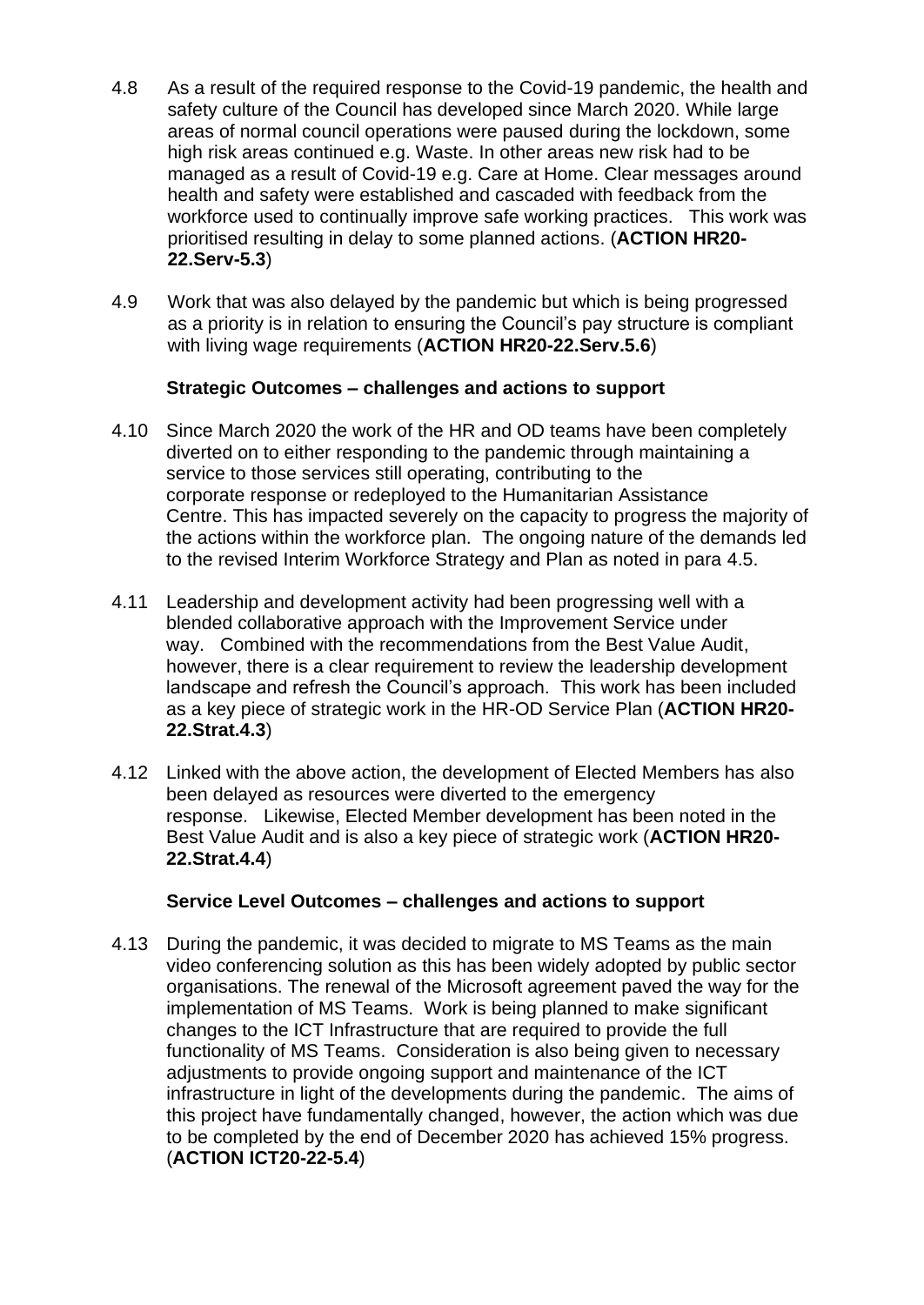4.8 As a result of the required response to the Covid-19 pandemic, the health and safety culture of the Council has developed since March 2020. While large areas of normal council operations were paused during the lockdown, some high risk areas continued e.g. Waste. In other areas new risk had to be managed as a result of Covid-19 e.g. Care at Home. Clear messages around health and safety were established and cascaded with feedback from the workforce used to continually improve safe working practices. This work was prioritised resulting in delay to some planned actions. (**ACTION HR20-22.Serv-5.3**)

4.9 Work that was also delayed by the pandemic but which is being progressed as a priority is in relation to ensuring the Council's pay structure is compliant with living wage requirements (**ACTION HR20-22.Serv.5.6**)

**Strategic Outcomes – challenges and actions to support**

4.10 Since March 2020 the work of the HR and OD teams have been completely diverted on to either responding to the pandemic through maintaining a service to those services still operating, contributing to the corporate response or redeployed to the Humanitarian Assistance Centre. This has impacted severely on the capacity to progress the majority of the actions within the workforce plan. The ongoing nature of the demands led to the revised Interim Workforce Strategy and Plan as noted in para 4.5.

4.11 Leadership and development activity had been progressing well with a blended collaborative approach with the Improvement Service under way. Combined with the recommendations from the Best Value Audit, however, there is a clear requirement to review the leadership development landscape and refresh the Council's approach. This work has been included as a key piece of strategic work in the HR-OD Service Plan (**ACTION HR20-22.Strat.4.3**)

4.12 Linked with the above action, the development of Elected Members has also been delayed as resources were diverted to the emergency response. Likewise, Elected Member development has been noted in the Best Value Audit and is also a key piece of strategic work (**ACTION HR20-22.Strat.4.4**)

**Service Level Outcomes – challenges and actions to support**

4.13 During the pandemic, it was decided to migrate to MS Teams as the main video conferencing solution as this has been widely adopted by public sector organisations. The renewal of the Microsoft agreement paved the way for the implementation of MS Teams. Work is being planned to make significant changes to the ICT Infrastructure that are required to provide the full functionality of MS Teams. Consideration is also being given to necessary adjustments to provide ongoing support and maintenance of the ICT infrastructure in light of the developments during the pandemic. The aims of this project have fundamentally changed, however, the action which was due to be completed by the end of December 2020 has achieved 15% progress. (**ACTION ICT20-22-5.4**)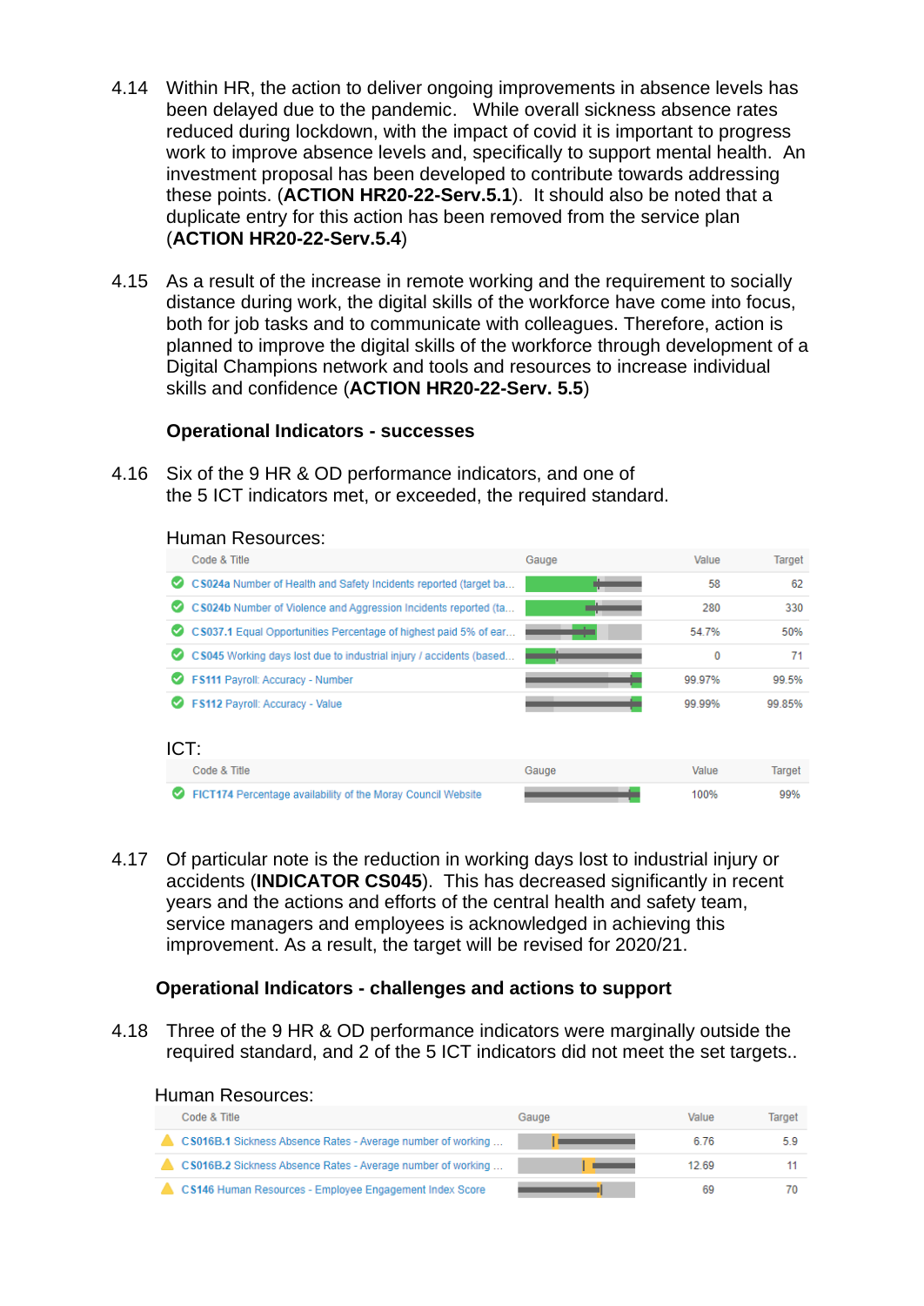4.14 Within HR, the action to deliver ongoing improvements in absence levels has been delayed due to the pandemic. While overall sickness absence rates reduced during lockdown, with the impact of covid it is important to progress work to improve absence levels and, specifically to support mental health. An investment proposal has been developed to contribute towards addressing these points. (**ACTION HR20-22-Serv.5.1**). It should also be noted that a duplicate entry for this action has been removed from the service plan (**ACTION HR20-22-Serv.5.4**)

4.15 As a result of the increase in remote working and the requirement to socially distance during work, the digital skills of the workforce have come into focus, both for job tasks and to communicate with colleagues. Therefore, action is planned to improve the digital skills of the workforce through development of a Digital Champions network and tools and resources to increase individual skills and confidence (**ACTION HR20-22-Serv. 5.5**)

**Operational Indicators - successes**

4.16 Six of the 9 HR & OD performance indicators, and one of the 5 ICT indicators met, or exceeded, the required standard.

Human Resources:

| Code & Title | Gauge | Value | Target |
|---|---|---|---|
| CS024a Number of Health and Safety Incidents reported (target ba... | | 58 | 62 |
| CS024b Number of Violence and Aggression Incidents reported (ta... | | 280 | 330 |
| CS037.1 Equal Opportunities Percentage of highest paid 5% of ear... | | 54.7% | 50% |
| CS045 Working days lost due to industrial injury / accidents (based... | | 0 | 71 |
| FS111 Payroll: Accuracy - Number | | 99.97% | 99.5% |
| FS112 Payroll: Accuracy - Value | | 99.99% | 99.85% |

ICT:

| Code & Title | Gauge | Value | Target |
|---|---|---|---|
| FICT174 Percentage availability of the Moray Council Website | | 100% | 99% |

4.17 Of particular note is the reduction in working days lost to industrial injury or accidents (**INDICATOR CS045**). This has decreased significantly in recent years and the actions and efforts of the central health and safety team, service managers and employees is acknowledged in achieving this improvement. As a result, the target will be revised for 2020/21.

**Operational Indicators - challenges and actions to support**

4.18 Three of the 9 HR & OD performance indicators were marginally outside the required standard, and 2 of the 5 ICT indicators did not meet the set targets..

Human Resources:

| Code & Title | Gauge | Value | Target |
|---|---|---|---|
| CS016B.1 Sickness Absence Rates - Average number of working ... | | 6.76 | 5.9 |
| CS016B.2 Sickness Absence Rates - Average number of working ... | | 12.69 | 11 |
| CS146 Human Resources - Employee Engagement Index Score | | 69 | 70 |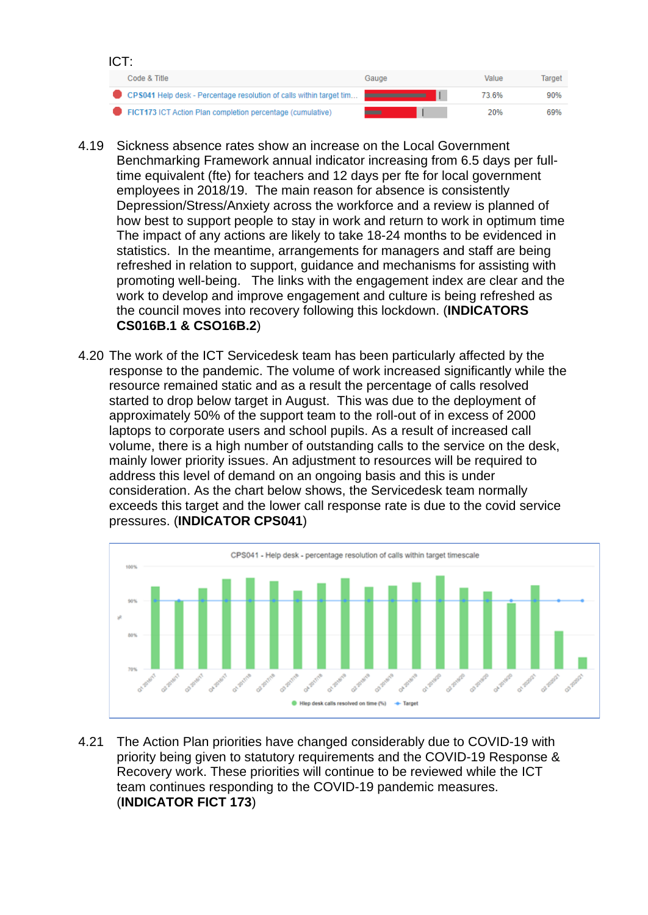ICT:

| Code & Title | Gauge | Value | Target |
|---|---|---|---|
| CPS041 Help desk - Percentage resolution of calls within target tim... | | 73.6% | 90% |
| FICT173 ICT Action Plan completion percentage (cumulative) | | 20% | 69% |

4.19 Sickness absence rates show an increase on the Local Government Benchmarking Framework annual indicator increasing from 6.5 days per full-time equivalent (fte) for teachers and 12 days per fte for local government employees in 2018/19. The main reason for absence is consistently Depression/Stress/Anxiety across the workforce and a review is planned of how best to support people to stay in work and return to work in optimum time The impact of any actions are likely to take 18-24 months to be evidenced in statistics. In the meantime, arrangements for managers and staff are being refreshed in relation to support, guidance and mechanisms for assisting with promoting well-being. The links with the engagement index are clear and the work to develop and improve engagement and culture is being refreshed as the council moves into recovery following this lockdown. (**INDICATORS CS016B.1 & CSO16B.2**)

4.20 The work of the ICT Servicedesk team has been particularly affected by the response to the pandemic. The volume of work increased significantly while the resource remained static and as a result the percentage of calls resolved started to drop below target in August. This was due to the deployment of approximately 50% of the support team to the roll-out of in excess of 2000 laptops to corporate users and school pupils. As a result of increased call volume, there is a high number of outstanding calls to the service on the desk, mainly lower priority issues. An adjustment to resources will be required to address this level of demand on an ongoing basis and this is under consideration. As the chart below shows, the Servicedesk team normally exceeds this target and the lower call response rate is due to the covid service pressures. (**INDICATOR CPS041**)

CPS041 - Help desk - percentage resolution of calls within target timescale

4.21 The Action Plan priorities have changed considerably due to COVID-19 with priority being given to statutory requirements and the COVID-19 Response & Recovery work. These priorities will continue to be reviewed while the ICT team continues responding to the COVID-19 pandemic measures. (**INDICATOR FICT 173**)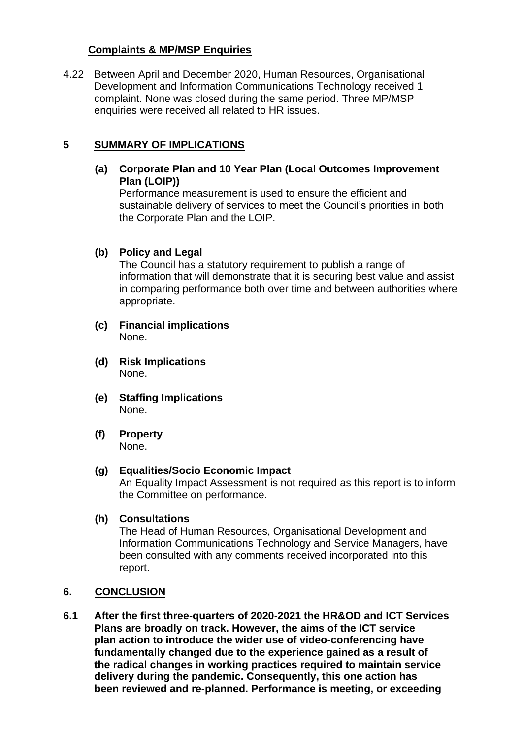**Complaints & MP/MSP Enquiries**

4.22 Between April and December 2020, Human Resources, Organisational Development and Information Communications Technology received 1 complaint. None was closed during the same period. Three MP/MSP enquiries were received all related to HR issues.

## 5 SUMMARY OF IMPLICATIONS

**(a) Corporate Plan and 10 Year Plan (Local Outcomes Improvement Plan (LOIP))**
Performance measurement is used to ensure the efficient and sustainable delivery of services to meet the Council's priorities in both the Corporate Plan and the LOIP.

**(b) Policy and Legal**
The Council has a statutory requirement to publish a range of information that will demonstrate that it is securing best value and assist in comparing performance both over time and between authorities where appropriate.

**(c) Financial implications**
None.

**(d) Risk Implications**
None.

**(e) Staffing Implications**
None.

**(f) Property**
None.

**(g) Equalities/Socio Economic Impact**
An Equality Impact Assessment is not required as this report is to inform the Committee on performance.

**(h) Consultations**
The Head of Human Resources, Organisational Development and Information Communications Technology and Service Managers, have been consulted with any comments received incorporated into this report.

## 6. CONCLUSION

**6.1 After the first three-quarters of 2020-2021 the HR&OD and ICT Services Plans are broadly on track. However, the aims of the ICT service plan action to introduce the wider use of video-conferencing have fundamentally changed due to the experience gained as a result of the radical changes in working practices required to maintain service delivery during the pandemic. Consequently, this one action has been reviewed and re-planned. Performance is meeting, or exceeding**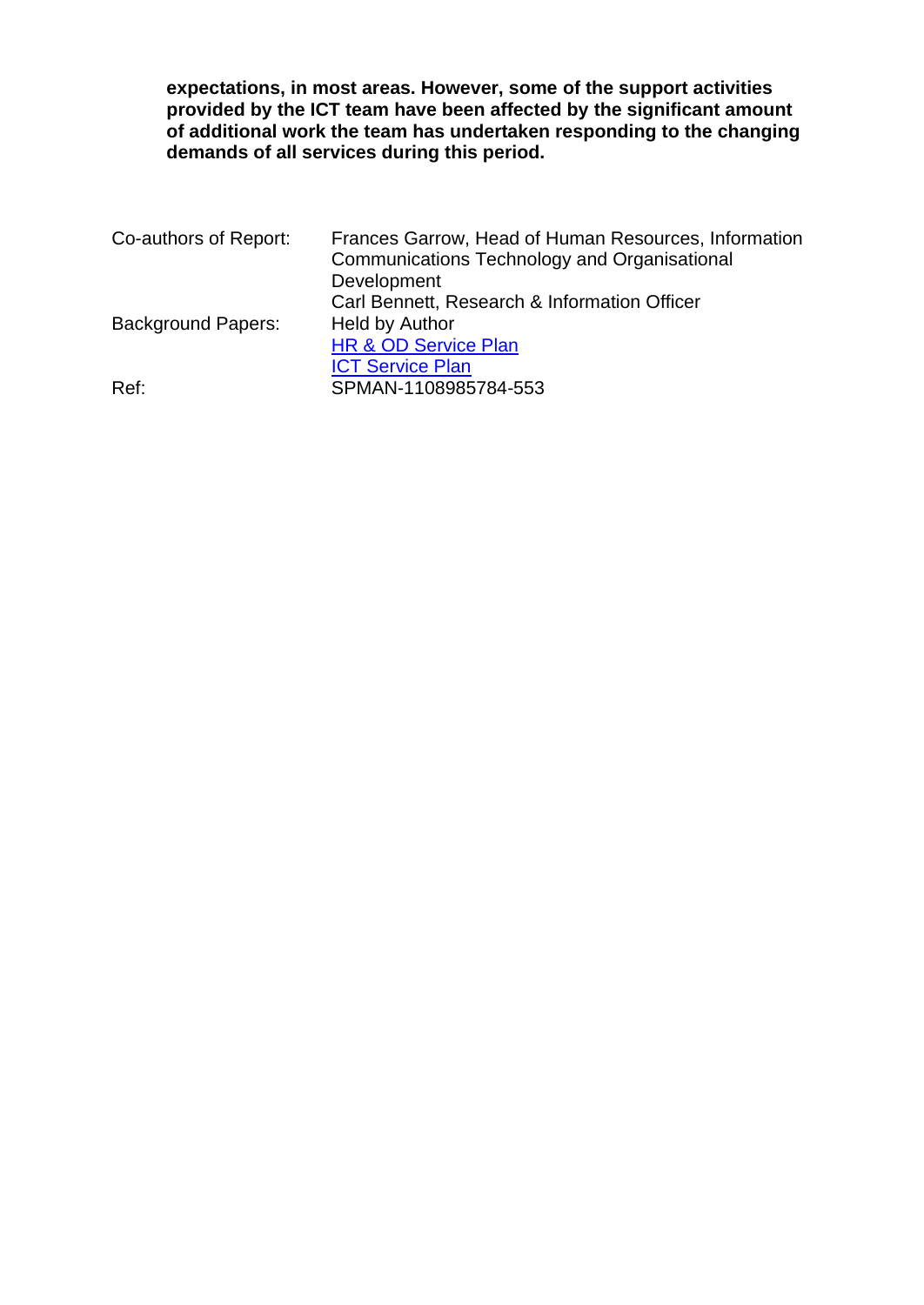**expectations, in most areas. However, some of the support activities provided by the ICT team have been affected by the significant amount of additional work the team has undertaken responding to the changing demands of all services during this period.**

| | |
|---|---|
| Co-authors of Report: | Frances Garrow, Head of Human Resources, Information Communications Technology and Organisational Development<br>Carl Bennett, Research & Information Officer |
| Background Papers: | Held by Author<br>HR & OD Service Plan<br>ICT Service Plan |
| Ref: | SPMAN-1108985784-553 |